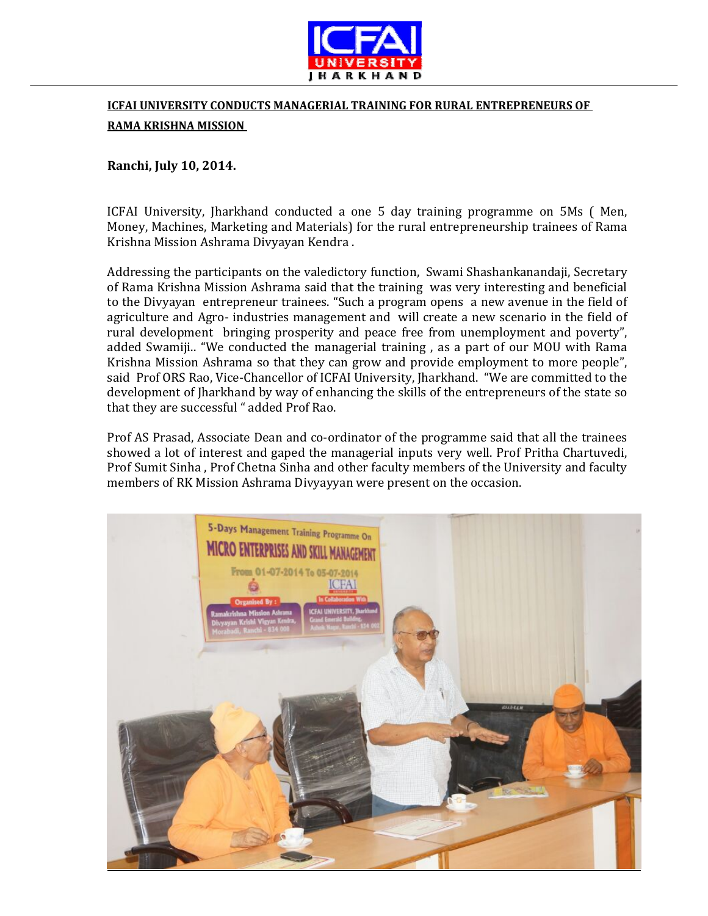**ICFAI UNIVERSITY CONDUCTS MANAGERIAL TRAINING FOR RURAL ENTREPRENEURS OF RAMA KRISHNA MISSION**

**Ranchi, July 10, 2014.**

ICFAI University, Jharkhand conducted a one 5 day training programme on 5Ms ( Men, Money, Machines, Marketing and Materials) for the rural entrepreneurship trainees of Rama Krishna Mission Ashrama Divyayan Kendra .

Addressing the participants on the valedictory function, Swami Shashankanandaji, Secretary of Rama Krishna Mission Ashrama said that the training was very interesting and beneficial to the Divyayan entrepreneur trainees. "Such a program opens a new avenue in the field of agriculture and Agro- industries management and will create a new scenario in the field of rural development bringing prosperity and peace free from unemployment and poverty", added Swamiji.. "We conducted the managerial training , as a part of our MOU with Rama Krishna Mission Ashrama so that they can grow and provide employment to more people", said Prof ORS Rao, Vice-Chancellor of ICFAI University, Jharkhand. "We are committed to the development of Jharkhand by way of enhancing the skills of the entrepreneurs of the state so that they are successful " added Prof Rao.

Prof AS Prasad, Associate Dean and co-ordinator of the programme said that all the trainees showed a lot of interest and gaped the managerial inputs very well. Prof Pritha Chartuvedi, Prof Sumit Sinha , Prof Chetna Sinha and other faculty members of the University and faculty members of RK Mission Ashrama Divyayyan were present on the occasion.